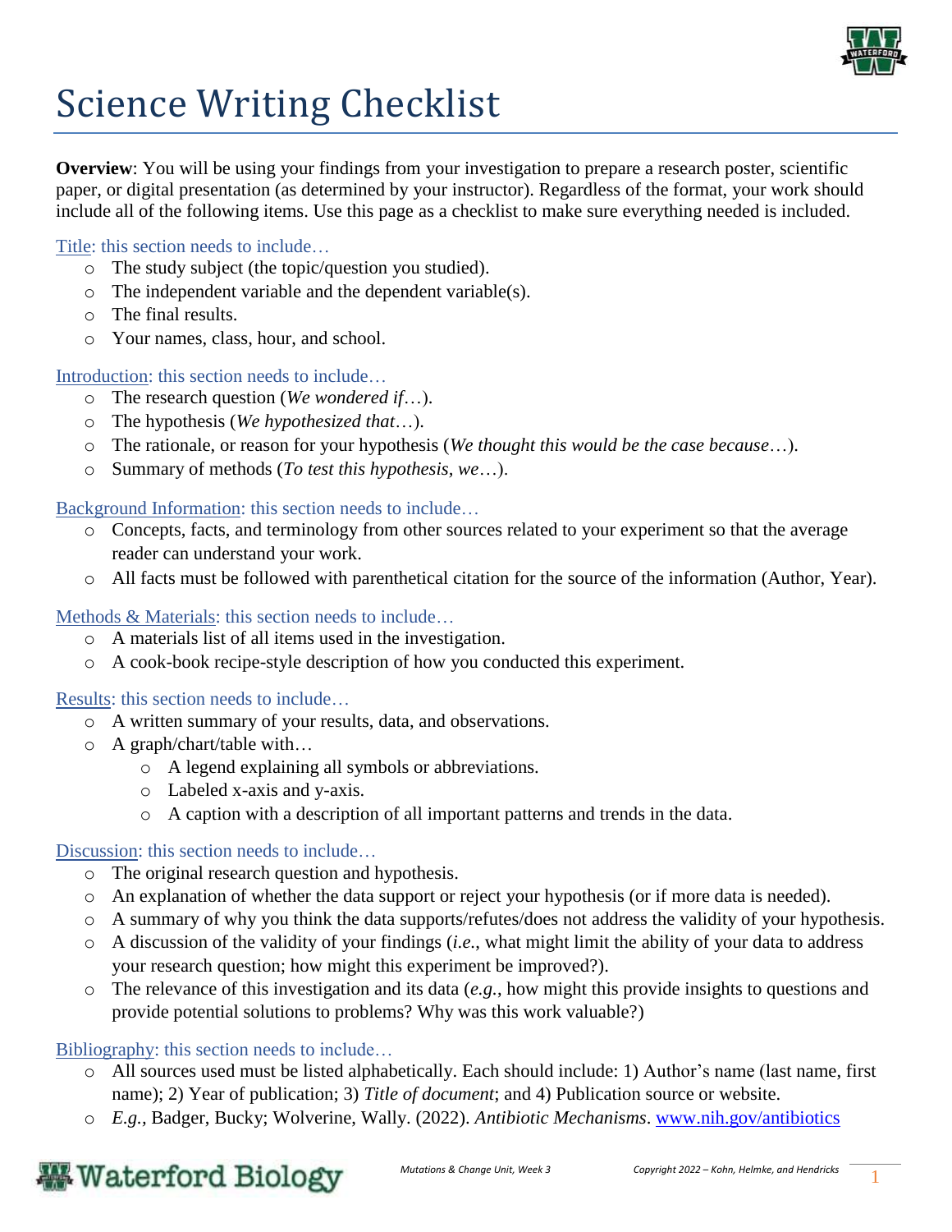# Science Writing Checklist

**Overview**: You will be using your findings from your investigation to prepare a research poster, scientific paper, or digital presentation (as determined by your instructor). Regardless of the format, your work should include all of the following items. Use this page as a checklist to make sure everything needed is included.

Title: this section needs to include…

- The study subject (the topic/question you studied).
- The independent variable and the dependent variable(s).
- The final results.
- Your names, class, hour, and school.

Introduction: this section needs to include…

- The research question (*We wondered if*…).
- The hypothesis (*We hypothesized that*…).
- The rationale, or reason for your hypothesis (*We thought this would be the case because*…).
- Summary of methods (*To test this hypothesis, we*…).

Background Information: this section needs to include…

- Concepts, facts, and terminology from other sources related to your experiment so that the average reader can understand your work.
- All facts must be followed with parenthetical citation for the source of the information (Author, Year).

Methods & Materials: this section needs to include…

- A materials list of all items used in the investigation.
- A cook-book recipe-style description of how you conducted this experiment.

Results: this section needs to include…

- A written summary of your results, data, and observations.
- A graph/chart/table with…
  - A legend explaining all symbols or abbreviations.
  - Labeled x-axis and y-axis.
  - A caption with a description of all important patterns and trends in the data.

Discussion: this section needs to include…

- The original research question and hypothesis.
- An explanation of whether the data support or reject your hypothesis (or if more data is needed).
- A summary of why you think the data supports/refutes/does not address the validity of your hypothesis.
- A discussion of the validity of your findings (*i.e.*, what might limit the ability of your data to address your research question; how might this experiment be improved?).
- The relevance of this investigation and its data (*e.g.*, how might this provide insights to questions and provide potential solutions to problems? Why was this work valuable?)

Bibliography: this section needs to include…

- All sources used must be listed alphabetically. Each should include: 1) Author's name (last name, first name); 2) Year of publication; 3) *Title of document*; and 4) Publication source or website.
- *E.g.*, Badger, Bucky; Wolverine, Wally. (2022). *Antibiotic Mechanisms*. www.nih.gov/antibiotics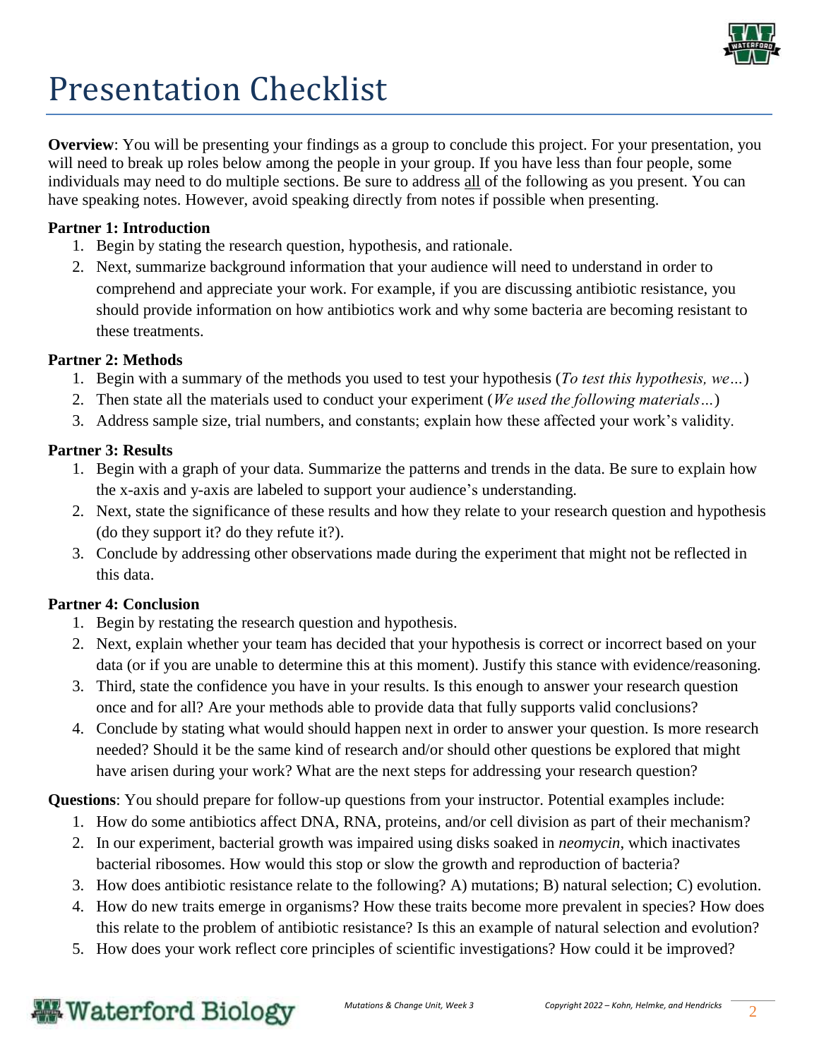# Presentation Checklist

**Overview**: You will be presenting your findings as a group to conclude this project. For your presentation, you will need to break up roles below among the people in your group. If you have less than four people, some individuals may need to do multiple sections. Be sure to address all of the following as you present. You can have speaking notes. However, avoid speaking directly from notes if possible when presenting.

**Partner 1: Introduction**

1. Begin by stating the research question, hypothesis, and rationale.
2. Next, summarize background information that your audience will need to understand in order to comprehend and appreciate your work. For example, if you are discussing antibiotic resistance, you should provide information on how antibiotics work and why some bacteria are becoming resistant to these treatments.

**Partner 2: Methods**

1. Begin with a summary of the methods you used to test your hypothesis (*To test this hypothesis, we…*)
2. Then state all the materials used to conduct your experiment (*We used the following materials…*)
3. Address sample size, trial numbers, and constants; explain how these affected your work's validity.

**Partner 3: Results**

1. Begin with a graph of your data. Summarize the patterns and trends in the data. Be sure to explain how the x-axis and y-axis are labeled to support your audience's understanding.
2. Next, state the significance of these results and how they relate to your research question and hypothesis (do they support it? do they refute it?).
3. Conclude by addressing other observations made during the experiment that might not be reflected in this data.

**Partner 4: Conclusion**

1. Begin by restating the research question and hypothesis.
2. Next, explain whether your team has decided that your hypothesis is correct or incorrect based on your data (or if you are unable to determine this at this moment). Justify this stance with evidence/reasoning.
3. Third, state the confidence you have in your results. Is this enough to answer your research question once and for all? Are your methods able to provide data that fully supports valid conclusions?
4. Conclude by stating what would should happen next in order to answer your question. Is more research needed? Should it be the same kind of research and/or should other questions be explored that might have arisen during your work? What are the next steps for addressing your research question?

**Questions**: You should prepare for follow-up questions from your instructor. Potential examples include:

1. How do some antibiotics affect DNA, RNA, proteins, and/or cell division as part of their mechanism?
2. In our experiment, bacterial growth was impaired using disks soaked in *neomycin*, which inactivates bacterial ribosomes. How would this stop or slow the growth and reproduction of bacteria?
3. How does antibiotic resistance relate to the following? A) mutations; B) natural selection; C) evolution.
4. How do new traits emerge in organisms? How these traits become more prevalent in species? How does this relate to the problem of antibiotic resistance? Is this an example of natural selection and evolution?
5. How does your work reflect core principles of scientific investigations? How could it be improved?